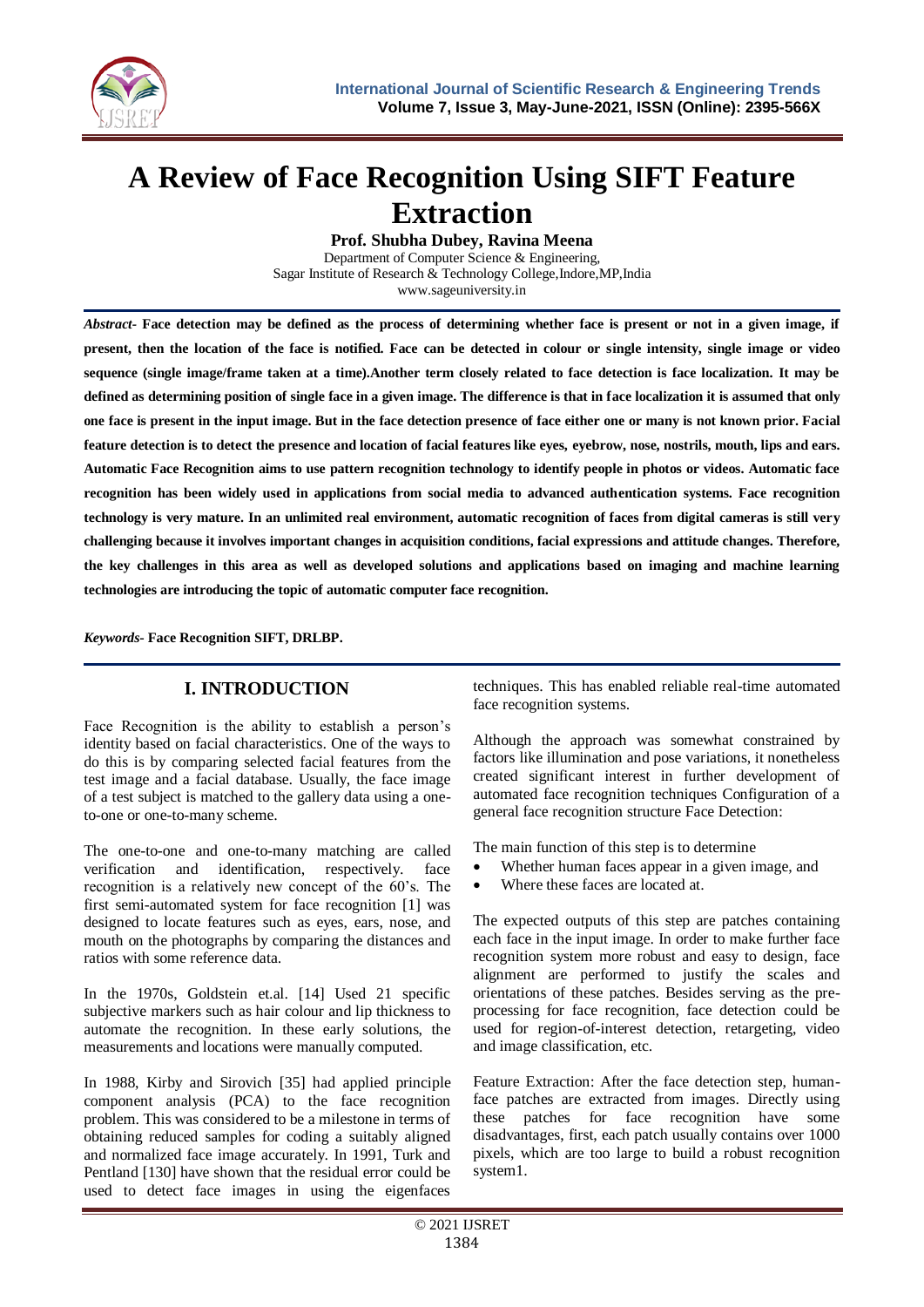# A Review of Face Recognition Using SIFT Feature Extraction

**Prof. Shubha Dubey, Ravina Meena**

Department of Computer Science & Engineering,
Sagar Institute of Research & Technology College,Indore,MP,India
www.sageuniversity.in

***Abstract-*** **Face detection may be defined as the process of determining whether face is present or not in a given image, if present, then the location of the face is notified. Face can be detected in colour or single intensity, single image or video sequence (single image/frame taken at a time).Another term closely related to face detection is face localization. It may be defined as determining position of single face in a given image. The difference is that in face localization it is assumed that only one face is present in the input image. But in the face detection presence of face either one or many is not known prior. Facial feature detection is to detect the presence and location of facial features like eyes, eyebrow, nose, nostrils, mouth, lips and ears. Automatic Face Recognition aims to use pattern recognition technology to identify people in photos or videos. Automatic face recognition has been widely used in applications from social media to advanced authentication systems. Face recognition technology is very mature. In an unlimited real environment, automatic recognition of faces from digital cameras is still very challenging because it involves important changes in acquisition conditions, facial expressions and attitude changes. Therefore, the key challenges in this area as well as developed solutions and applications based on imaging and machine learning technologies are introducing the topic of automatic computer face recognition.**

***Keywords-*** **Face Recognition SIFT, DRLBP.**

## I. INTRODUCTION

Face Recognition is the ability to establish a person's identity based on facial characteristics. One of the ways to do this is by comparing selected facial features from the test image and a facial database. Usually, the face image of a test subject is matched to the gallery data using a one-to-one or one-to-many scheme.

The one-to-one and one-to-many matching are called verification and identification, respectively. face recognition is a relatively new concept of the 60's. The first semi-automated system for face recognition [1] was designed to locate features such as eyes, ears, nose, and mouth on the photographs by comparing the distances and ratios with some reference data.

In the 1970s, Goldstein et.al. [14] Used 21 specific subjective markers such as hair colour and lip thickness to automate the recognition. In these early solutions, the measurements and locations were manually computed.

In 1988, Kirby and Sirovich [35] had applied principle component analysis (PCA) to the face recognition problem. This was considered to be a milestone in terms of obtaining reduced samples for coding a suitably aligned and normalized face image accurately. In 1991, Turk and Pentland [130] have shown that the residual error could be used to detect face images in using the eigenfaces techniques. This has enabled reliable real-time automated face recognition systems.

Although the approach was somewhat constrained by factors like illumination and pose variations, it nonetheless created significant interest in further development of automated face recognition techniques Configuration of a general face recognition structure Face Detection:

The main function of this step is to determine

- Whether human faces appear in a given image, and
- Where these faces are located at.

The expected outputs of this step are patches containing each face in the input image. In order to make further face recognition system more robust and easy to design, face alignment are performed to justify the scales and orientations of these patches. Besides serving as the pre-processing for face recognition, face detection could be used for region-of-interest detection, retargeting, video and image classification, etc.

Feature Extraction: After the face detection step, human-face patches are extracted from images. Directly using these patches for face recognition have some disadvantages, first, each patch usually contains over 1000 pixels, which are too large to build a robust recognition system1.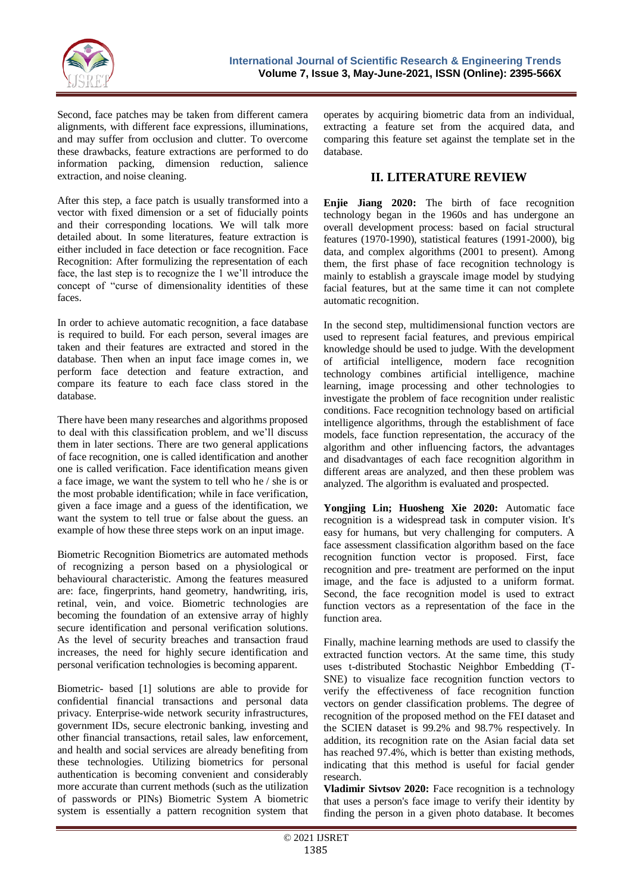Second, face patches may be taken from different camera alignments, with different face expressions, illuminations, and may suffer from occlusion and clutter. To overcome these drawbacks, feature extractions are performed to do information packing, dimension reduction, salience extraction, and noise cleaning.

After this step, a face patch is usually transformed into a vector with fixed dimension or a set of fiducially points and their corresponding locations. We will talk more detailed about. In some literatures, feature extraction is either included in face detection or face recognition. Face Recognition: After formulizing the representation of each face, the last step is to recognize the 1 we'll introduce the concept of "curse of dimensionality identities of these faces.

In order to achieve automatic recognition, a face database is required to build. For each person, several images are taken and their features are extracted and stored in the database. Then when an input face image comes in, we perform face detection and feature extraction, and compare its feature to each face class stored in the database.

There have been many researches and algorithms proposed to deal with this classification problem, and we'll discuss them in later sections. There are two general applications of face recognition, one is called identification and another one is called verification. Face identification means given a face image, we want the system to tell who he / she is or the most probable identification; while in face verification, given a face image and a guess of the identification, we want the system to tell true or false about the guess. an example of how these three steps work on an input image.

Biometric Recognition Biometrics are automated methods of recognizing a person based on a physiological or behavioural characteristic. Among the features measured are: face, fingerprints, hand geometry, handwriting, iris, retinal, vein, and voice. Biometric technologies are becoming the foundation of an extensive array of highly secure identification and personal verification solutions. As the level of security breaches and transaction fraud increases, the need for highly secure identification and personal verification technologies is becoming apparent.

Biometric- based [1] solutions are able to provide for confidential financial transactions and personal data privacy. Enterprise-wide network security infrastructures, government IDs, secure electronic banking, investing and other financial transactions, retail sales, law enforcement, and health and social services are already benefiting from these technologies. Utilizing biometrics for personal authentication is becoming convenient and considerably more accurate than current methods (such as the utilization of passwords or PINs) Biometric System A biometric system is essentially a pattern recognition system that operates by acquiring biometric data from an individual, extracting a feature set from the acquired data, and comparing this feature set against the template set in the database.

## II. LITERATURE REVIEW

**Enjie Jiang 2020:** The birth of face recognition technology began in the 1960s and has undergone an overall development process: based on facial structural features (1970-1990), statistical features (1991-2000), big data, and complex algorithms (2001 to present). Among them, the first phase of face recognition technology is mainly to establish a grayscale image model by studying facial features, but at the same time it can not complete automatic recognition.

In the second step, multidimensional function vectors are used to represent facial features, and previous empirical knowledge should be used to judge. With the development of artificial intelligence, modern face recognition technology combines artificial intelligence, machine learning, image processing and other technologies to investigate the problem of face recognition under realistic conditions. Face recognition technology based on artificial intelligence algorithms, through the establishment of face models, face function representation, the accuracy of the algorithm and other influencing factors, the advantages and disadvantages of each face recognition algorithm in different areas are analyzed, and then these problem was analyzed. The algorithm is evaluated and prospected.

**Yongjing Lin; Huosheng Xie 2020:** Automatic face recognition is a widespread task in computer vision. It's easy for humans, but very challenging for computers. A face assessment classification algorithm based on the face recognition function vector is proposed. First, face recognition and pre- treatment are performed on the input image, and the face is adjusted to a uniform format. Second, the face recognition model is used to extract function vectors as a representation of the face in the function area.

Finally, machine learning methods are used to classify the extracted function vectors. At the same time, this study uses t-distributed Stochastic Neighbor Embedding (T-SNE) to visualize face recognition function vectors to verify the effectiveness of face recognition function vectors on gender classification problems. The degree of recognition of the proposed method on the FEI dataset and the SCIEN dataset is 99.2% and 98.7% respectively. In addition, its recognition rate on the Asian facial data set has reached 97.4%, which is better than existing methods, indicating that this method is useful for facial gender research.

**Vladimir Sivtsov 2020:** Face recognition is a technology that uses a person's face image to verify their identity by finding the person in a given photo database. It becomes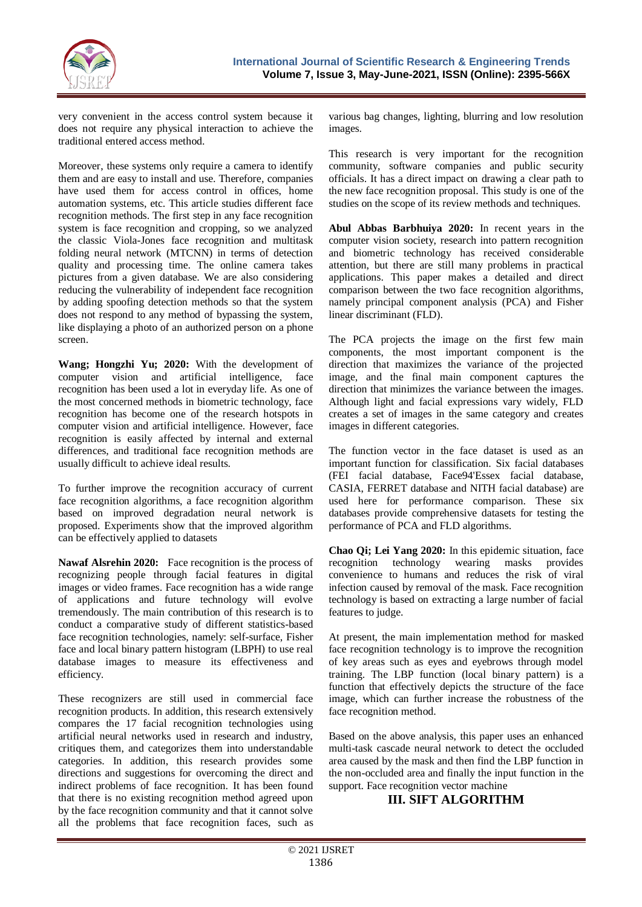very convenient in the access control system because it does not require any physical interaction to achieve the traditional entered access method.

Moreover, these systems only require a camera to identify them and are easy to install and use. Therefore, companies have used them for access control in offices, home automation systems, etc. This article studies different face recognition methods. The first step in any face recognition system is face recognition and cropping, so we analyzed the classic Viola-Jones face recognition and multitask folding neural network (MTCNN) in terms of detection quality and processing time. The online camera takes pictures from a given database. We are also considering reducing the vulnerability of independent face recognition by adding spoofing detection methods so that the system does not respond to any method of bypassing the system, like displaying a photo of an authorized person on a phone screen.

**Wang; Hongzhi Yu; 2020:** With the development of computer vision and artificial intelligence, face recognition has been used a lot in everyday life. As one of the most concerned methods in biometric technology, face recognition has become one of the research hotspots in computer vision and artificial intelligence. However, face recognition is easily affected by internal and external differences, and traditional face recognition methods are usually difficult to achieve ideal results.

To further improve the recognition accuracy of current face recognition algorithms, a face recognition algorithm based on improved degradation neural network is proposed. Experiments show that the improved algorithm can be effectively applied to datasets

**Nawaf Alsrehin 2020:** Face recognition is the process of recognizing people through facial features in digital images or video frames. Face recognition has a wide range of applications and future technology will evolve tremendously. The main contribution of this research is to conduct a comparative study of different statistics-based face recognition technologies, namely: self-surface, Fisher face and local binary pattern histogram (LBPH) to use real database images to measure its effectiveness and efficiency.

These recognizers are still used in commercial face recognition products. In addition, this research extensively compares the 17 facial recognition technologies using artificial neural networks used in research and industry, critiques them, and categorizes them into understandable categories. In addition, this research provides some directions and suggestions for overcoming the direct and indirect problems of face recognition. It has been found that there is no existing recognition method agreed upon by the face recognition community and that it cannot solve all the problems that face recognition faces, such as various bag changes, lighting, blurring and low resolution images.

This research is very important for the recognition community, software companies and public security officials. It has a direct impact on drawing a clear path to the new face recognition proposal. This study is one of the studies on the scope of its review methods and techniques.

**Abul Abbas Barbhuiya 2020:** In recent years in the computer vision society, research into pattern recognition and biometric technology has received considerable attention, but there are still many problems in practical applications. This paper makes a detailed and direct comparison between the two face recognition algorithms, namely principal component analysis (PCA) and Fisher linear discriminant (FLD).

The PCA projects the image on the first few main components, the most important component is the direction that maximizes the variance of the projected image, and the final main component captures the direction that minimizes the variance between the images. Although light and facial expressions vary widely, FLD creates a set of images in the same category and creates images in different categories.

The function vector in the face dataset is used as an important function for classification. Six facial databases (FEI facial database, Face94'Essex facial database, CASIA, FERRET database and NITH facial database) are used here for performance comparison. These six databases provide comprehensive datasets for testing the performance of PCA and FLD algorithms.

**Chao Qi; Lei Yang 2020:** In this epidemic situation, face recognition technology wearing masks provides convenience to humans and reduces the risk of viral infection caused by removal of the mask. Face recognition technology is based on extracting a large number of facial features to judge.

At present, the main implementation method for masked face recognition technology is to improve the recognition of key areas such as eyes and eyebrows through model training. The LBP function (local binary pattern) is a function that effectively depicts the structure of the face image, which can further increase the robustness of the face recognition method.

Based on the above analysis, this paper uses an enhanced multi-task cascade neural network to detect the occluded area caused by the mask and then find the LBP function in the non-occluded area and finally the input function in the support. Face recognition vector machine

## III. SIFT ALGORITHM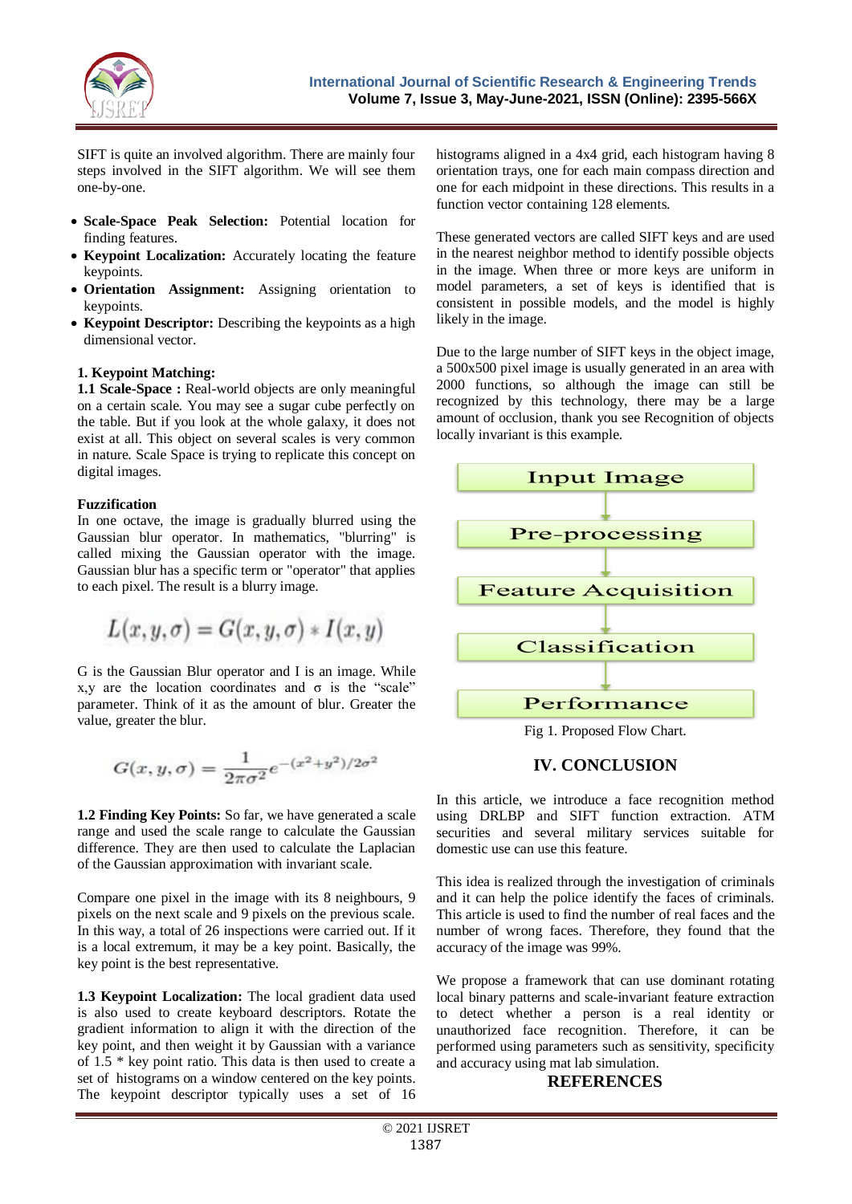SIFT is quite an involved algorithm. There are mainly four steps involved in the SIFT algorithm. We will see them one-by-one.

- **Scale-Space Peak Selection:** Potential location for finding features.
- **Keypoint Localization:** Accurately locating the feature keypoints.
- **Orientation Assignment:** Assigning orientation to keypoints.
- **Keypoint Descriptor:** Describing the keypoints as a high dimensional vector.

**1. Keypoint Matching:**

**1.1 Scale-Space :** Real-world objects are only meaningful on a certain scale. You may see a sugar cube perfectly on the table. But if you look at the whole galaxy, it does not exist at all. This object on several scales is very common in nature. Scale Space is trying to replicate this concept on digital images.

**Fuzzification**

In one octave, the image is gradually blurred using the Gaussian blur operator. In mathematics, "blurring" is called mixing the Gaussian operator with the image. Gaussian blur has a specific term or "operator" that applies to each pixel. The result is a blurry image.

$$L(x, y, \sigma) = G(x, y, \sigma) * I(x, y)$$

G is the Gaussian Blur operator and I is an image. While x,y are the location coordinates and σ is the "scale" parameter. Think of it as the amount of blur. Greater the value, greater the blur.

$$G(x, y, \sigma) = \frac{1}{2\pi\sigma^2} e^{-(x^2+y^2)/2\sigma^2}$$

**1.2 Finding Key Points:** So far, we have generated a scale range and used the scale range to calculate the Gaussian difference. They are then used to calculate the Laplacian of the Gaussian approximation with invariant scale.

Compare one pixel in the image with its 8 neighbours, 9 pixels on the next scale and 9 pixels on the previous scale. In this way, a total of 26 inspections were carried out. If it is a local extremum, it may be a key point. Basically, the key point is the best representative.

**1.3 Keypoint Localization:** The local gradient data used is also used to create keyboard descriptors. Rotate the gradient information to align it with the direction of the key point, and then weight it by Gaussian with a variance of 1.5 * key point ratio. This data is then used to create a set of histograms on a window centered on the key points. The keypoint descriptor typically uses a set of 16 histograms aligned in a 4x4 grid, each histogram having 8 orientation trays, one for each main compass direction and one for each midpoint in these directions. This results in a function vector containing 128 elements.

These generated vectors are called SIFT keys and are used in the nearest neighbor method to identify possible objects in the image. When three or more keys are uniform in model parameters, a set of keys is identified that is consistent in possible models, and the model is highly likely in the image.

Due to the large number of SIFT keys in the object image, a 500x500 pixel image is usually generated in an area with 2000 functions, so although the image can still be recognized by this technology, there may be a large amount of occlusion, thank you see Recognition of objects locally invariant is this example.

Input Image → Pre-processing → Feature Acquisition → Classification → Performance

Fig 1. Proposed Flow Chart.

## IV. CONCLUSION

In this article, we introduce a face recognition method using DRLBP and SIFT function extraction. ATM securities and several military services suitable for domestic use can use this feature.

This idea is realized through the investigation of criminals and it can help the police identify the faces of criminals. This article is used to find the number of real faces and the number of wrong faces. Therefore, they found that the accuracy of the image was 99%.

We propose a framework that can use dominant rotating local binary patterns and scale-invariant feature extraction to detect whether a person is a real identity or unauthorized face recognition. Therefore, it can be performed using parameters such as sensitivity, specificity and accuracy using mat lab simulation.

## REFERENCES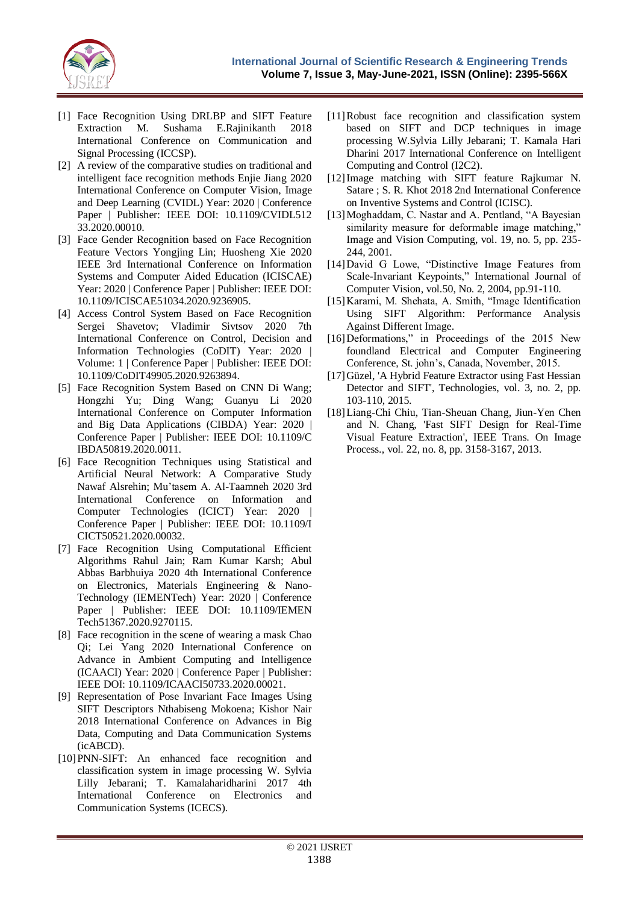[1] Face Recognition Using DRLBP and SIFT Feature Extraction M. Sushama E.Rajinikanth 2018 International Conference on Communication and Signal Processing (ICCSP).

[2] A review of the comparative studies on traditional and intelligent face recognition methods Enjie Jiang 2020 International Conference on Computer Vision, Image and Deep Learning (CVIDL) Year: 2020 | Conference Paper | Publisher: IEEE DOI: 10.1109/CVIDL51233.2020.00010.

[3] Face Gender Recognition based on Face Recognition Feature Vectors Yongjing Lin; Huosheng Xie 2020 IEEE 3rd International Conference on Information Systems and Computer Aided Education (ICISCAE) Year: 2020 | Conference Paper | Publisher: IEEE DOI: 10.1109/ICISCAE51034.2020.9236905.

[4] Access Control System Based on Face Recognition Sergei Shavetov; Vladimir Sivtsov 2020 7th International Conference on Control, Decision and Information Technologies (CoDIT) Year: 2020 | Volume: 1 | Conference Paper | Publisher: IEEE DOI: 10.1109/CoDIT49905.2020.9263894.

[5] Face Recognition System Based on CNN Di Wang; Hongzhi Yu; Ding Wang; Guanyu Li 2020 International Conference on Computer Information and Big Data Applications (CIBDA) Year: 2020 | Conference Paper | Publisher: IEEE DOI: 10.1109/CIBDA50819.2020.0011.

[6] Face Recognition Techniques using Statistical and Artificial Neural Network: A Comparative Study Nawaf Alsrehin; Mu'tasem A. Al-Taamneh 2020 3rd International Conference on Information and Computer Technologies (ICICT) Year: 2020 | Conference Paper | Publisher: IEEE DOI: 10.1109/ICICT50521.2020.00032.

[7] Face Recognition Using Computational Efficient Algorithms Rahul Jain; Ram Kumar Karsh; Abul Abbas Barbhuiya 2020 4th International Conference on Electronics, Materials Engineering & Nano-Technology (IEMENTech) Year: 2020 | Conference Paper | Publisher: IEEE DOI: 10.1109/IEMENTech51367.2020.9270115.

[8] Face recognition in the scene of wearing a mask Chao Qi; Lei Yang 2020 International Conference on Advance in Ambient Computing and Intelligence (ICAACI) Year: 2020 | Conference Paper | Publisher: IEEE DOI: 10.1109/ICAACI50733.2020.00021.

[9] Representation of Pose Invariant Face Images Using SIFT Descriptors Nthabiseng Mokoena; Kishor Nair 2018 International Conference on Advances in Big Data, Computing and Data Communication Systems (icABCD).

[10] PNN-SIFT: An enhanced face recognition and classification system in image processing W. Sylvia Lilly Jebarani; T. Kamalaharidharini 2017 4th International Conference on Electronics and Communication Systems (ICECS).

[11] Robust face recognition and classification system based on SIFT and DCP techniques in image processing W.Sylvia Lilly Jebarani; T. Kamala Hari Dharini 2017 International Conference on Intelligent Computing and Control (I2C2).

[12] Image matching with SIFT feature Rajkumar N. Satare ; S. R. Khot 2018 2nd International Conference on Inventive Systems and Control (ICISC).

[13] Moghaddam, C. Nastar and A. Pentland, "A Bayesian similarity measure for deformable image matching," Image and Vision Computing, vol. 19, no. 5, pp. 235-244, 2001.

[14] David G Lowe, "Distinctive Image Features from Scale-Invariant Keypoints," International Journal of Computer Vision, vol.50, No. 2, 2004, pp.91-110.

[15] Karami, M. Shehata, A. Smith, "Image Identification Using SIFT Algorithm: Performance Analysis Against Different Image.

[16] Deformations," in Proceedings of the 2015 New foundland Electrical and Computer Engineering Conference, St. john's, Canada, November, 2015.

[17] Güzel, 'A Hybrid Feature Extractor using Fast Hessian Detector and SIFT', Technologies, vol. 3, no. 2, pp. 103-110, 2015.

[18] Liang-Chi Chiu, Tian-Sheuan Chang, Jiun-Yen Chen and N. Chang, 'Fast SIFT Design for Real-Time Visual Feature Extraction', IEEE Trans. On Image Process., vol. 22, no. 8, pp. 3158-3167, 2013.